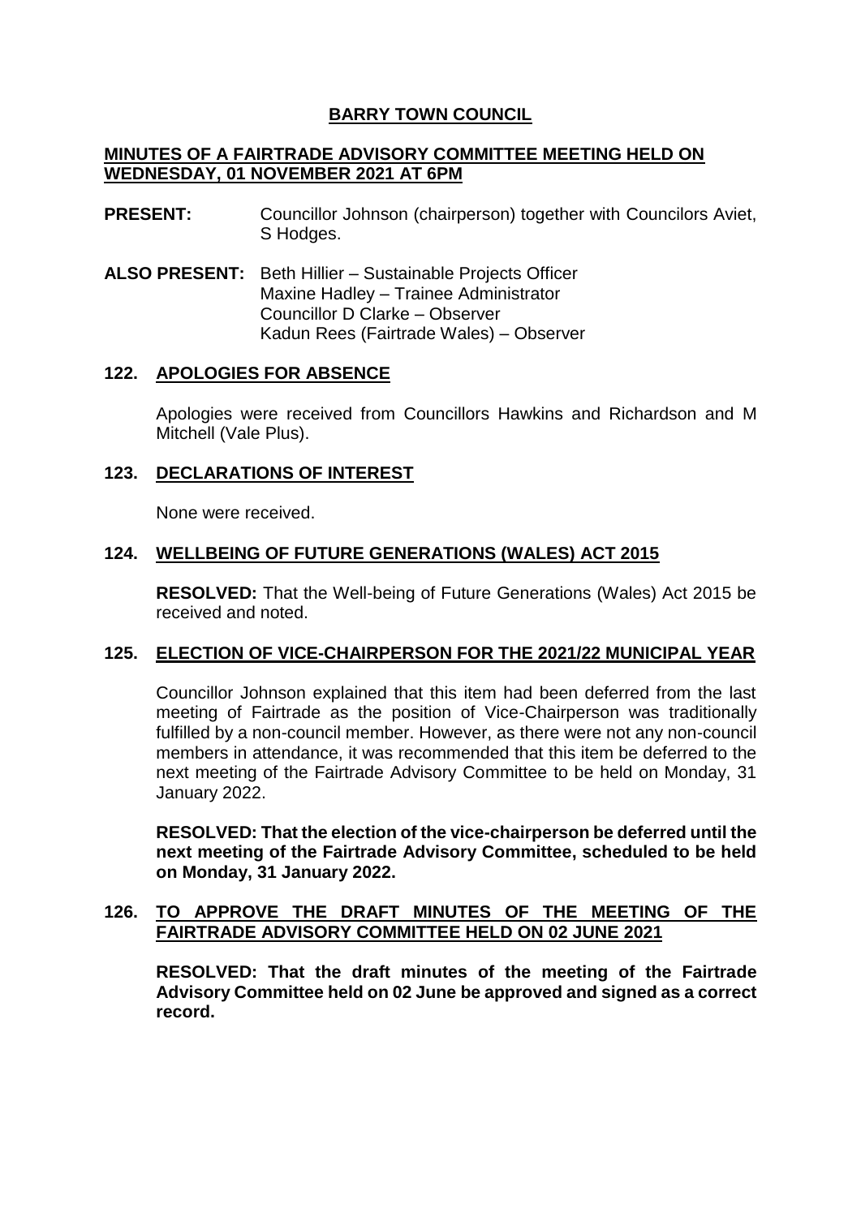# BARRY TOWN COUNCIL

## MINUTES OF A FAIRTRADE ADVISORY COMMITTEE MEETING HELD ON WEDNESDAY, 01 NOVEMBER 2021 AT 6PM

**PRESENT:** Councillor Johnson (chairperson) together with Councilors Aviet, S Hodges.

**ALSO PRESENT:** Beth Hillier – Sustainable Projects Officer
Maxine Hadley – Trainee Administrator
Councillor D Clarke – Observer
Kadun Rees (Fairtrade Wales) – Observer

### 122. APOLOGIES FOR ABSENCE

Apologies were received from Councillors Hawkins and Richardson and M Mitchell (Vale Plus).

### 123. DECLARATIONS OF INTEREST

None were received.

### 124. WELLBEING OF FUTURE GENERATIONS (WALES) ACT 2015

**RESOLVED:** That the Well-being of Future Generations (Wales) Act 2015 be received and noted.

### 125. ELECTION OF VICE-CHAIRPERSON FOR THE 2021/22 MUNICIPAL YEAR

Councillor Johnson explained that this item had been deferred from the last meeting of Fairtrade as the position of Vice-Chairperson was traditionally fulfilled by a non-council member. However, as there were not any non-council members in attendance, it was recommended that this item be deferred to the next meeting of the Fairtrade Advisory Committee to be held on Monday, 31 January 2022.

**RESOLVED: That the election of the vice-chairperson be deferred until the next meeting of the Fairtrade Advisory Committee, scheduled to be held on Monday, 31 January 2022.**

### 126. TO APPROVE THE DRAFT MINUTES OF THE MEETING OF THE FAIRTRADE ADVISORY COMMITTEE HELD ON 02 JUNE 2021

**RESOLVED: That the draft minutes of the meeting of the Fairtrade Advisory Committee held on 02 June be approved and signed as a correct record.**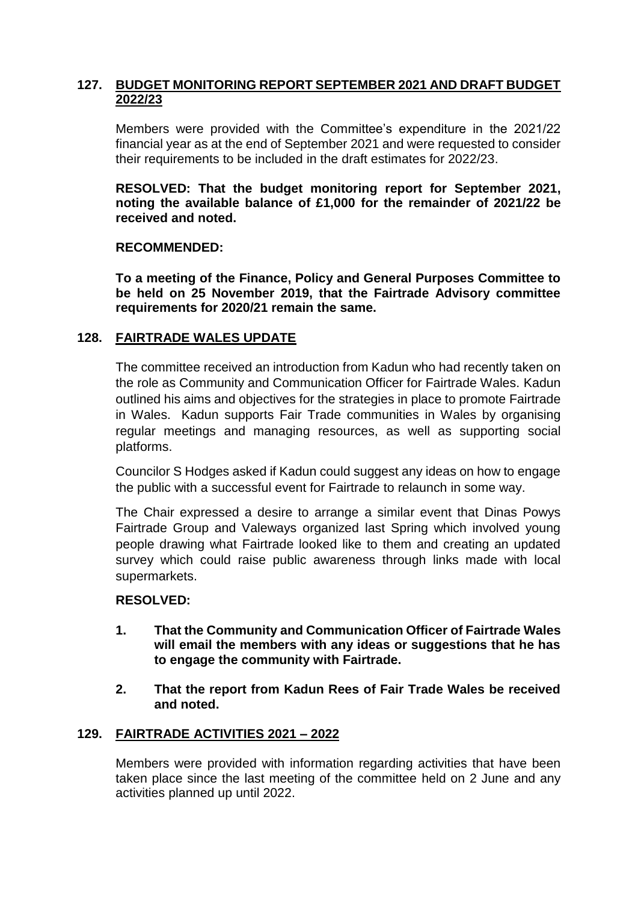## 127. BUDGET MONITORING REPORT SEPTEMBER 2021 AND DRAFT BUDGET 2022/23

Members were provided with the Committee's expenditure in the 2021/22 financial year as at the end of September 2021 and were requested to consider their requirements to be included in the draft estimates for 2022/23.

**RESOLVED: That the budget monitoring report for September 2021, noting the available balance of £1,000 for the remainder of 2021/22 be received and noted.**

**RECOMMENDED:**

**To a meeting of the Finance, Policy and General Purposes Committee to be held on 25 November 2019, that the Fairtrade Advisory committee requirements for 2020/21 remain the same.**

## 128. FAIRTRADE WALES UPDATE

The committee received an introduction from Kadun who had recently taken on the role as Community and Communication Officer for Fairtrade Wales. Kadun outlined his aims and objectives for the strategies in place to promote Fairtrade in Wales. Kadun supports Fair Trade communities in Wales by organising regular meetings and managing resources, as well as supporting social platforms.

Councilor S Hodges asked if Kadun could suggest any ideas on how to engage the public with a successful event for Fairtrade to relaunch in some way.

The Chair expressed a desire to arrange a similar event that Dinas Powys Fairtrade Group and Valeways organized last Spring which involved young people drawing what Fairtrade looked like to them and creating an updated survey which could raise public awareness through links made with local supermarkets.

**RESOLVED:**

1. **That the Community and Communication Officer of Fairtrade Wales will email the members with any ideas or suggestions that he has to engage the community with Fairtrade.**
2. **That the report from Kadun Rees of Fair Trade Wales be received and noted.**

## 129. FAIRTRADE ACTIVITIES 2021 – 2022

Members were provided with information regarding activities that have been taken place since the last meeting of the committee held on 2 June and any activities planned up until 2022.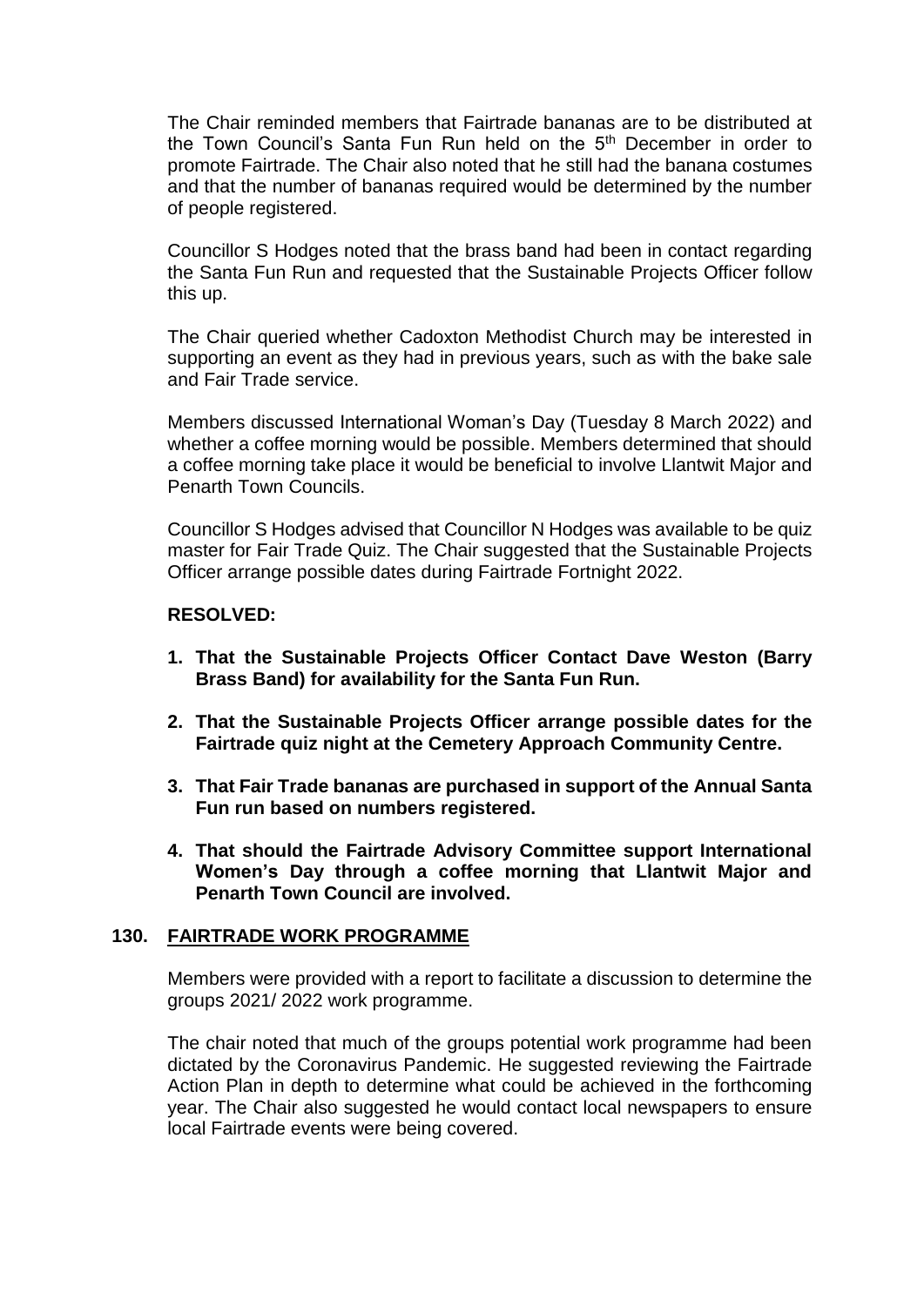The Chair reminded members that Fairtrade bananas are to be distributed at the Town Council's Santa Fun Run held on the 5th December in order to promote Fairtrade. The Chair also noted that he still had the banana costumes and that the number of bananas required would be determined by the number of people registered.

Councillor S Hodges noted that the brass band had been in contact regarding the Santa Fun Run and requested that the Sustainable Projects Officer follow this up.

The Chair queried whether Cadoxton Methodist Church may be interested in supporting an event as they had in previous years, such as with the bake sale and Fair Trade service.

Members discussed International Woman's Day (Tuesday 8 March 2022) and whether a coffee morning would be possible. Members determined that should a coffee morning take place it would be beneficial to involve Llantwit Major and Penarth Town Councils.

Councillor S Hodges advised that Councillor N Hodges was available to be quiz master for Fair Trade Quiz. The Chair suggested that the Sustainable Projects Officer arrange possible dates during Fairtrade Fortnight 2022.

**RESOLVED:**

1. **That the Sustainable Projects Officer Contact Dave Weston (Barry Brass Band) for availability for the Santa Fun Run.**
2. **That the Sustainable Projects Officer arrange possible dates for the Fairtrade quiz night at the Cemetery Approach Community Centre.**
3. **That Fair Trade bananas are purchased in support of the Annual Santa Fun run based on numbers registered.**
4. **That should the Fairtrade Advisory Committee support International Women's Day through a coffee morning that Llantwit Major and Penarth Town Council are involved.**

## 130. FAIRTRADE WORK PROGRAMME

Members were provided with a report to facilitate a discussion to determine the groups 2021/ 2022 work programme.

The chair noted that much of the groups potential work programme had been dictated by the Coronavirus Pandemic. He suggested reviewing the Fairtrade Action Plan in depth to determine what could be achieved in the forthcoming year. The Chair also suggested he would contact local newspapers to ensure local Fairtrade events were being covered.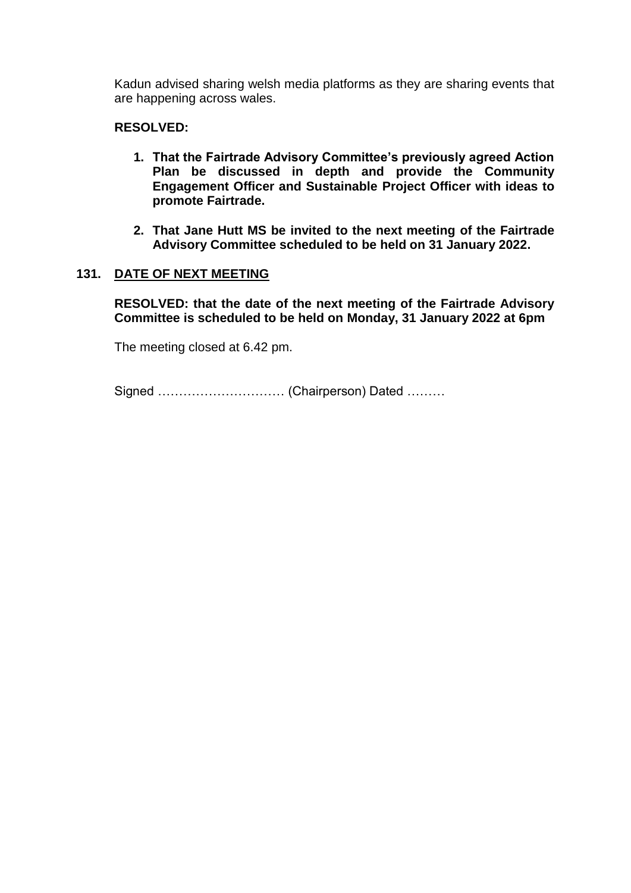Kadun advised sharing welsh media platforms as they are sharing events that are happening across wales.

**RESOLVED:**

1. **That the Fairtrade Advisory Committee's previously agreed Action Plan be discussed in depth and provide the Community Engagement Officer and Sustainable Project Officer with ideas to promote Fairtrade.**

2. **That Jane Hutt MS be invited to the next meeting of the Fairtrade Advisory Committee scheduled to be held on 31 January 2022.**

## 131. DATE OF NEXT MEETING

**RESOLVED: that the date of the next meeting of the Fairtrade Advisory Committee is scheduled to be held on Monday, 31 January 2022 at 6pm**

The meeting closed at 6.42 pm.

Signed ………………………… (Chairperson) Dated ………